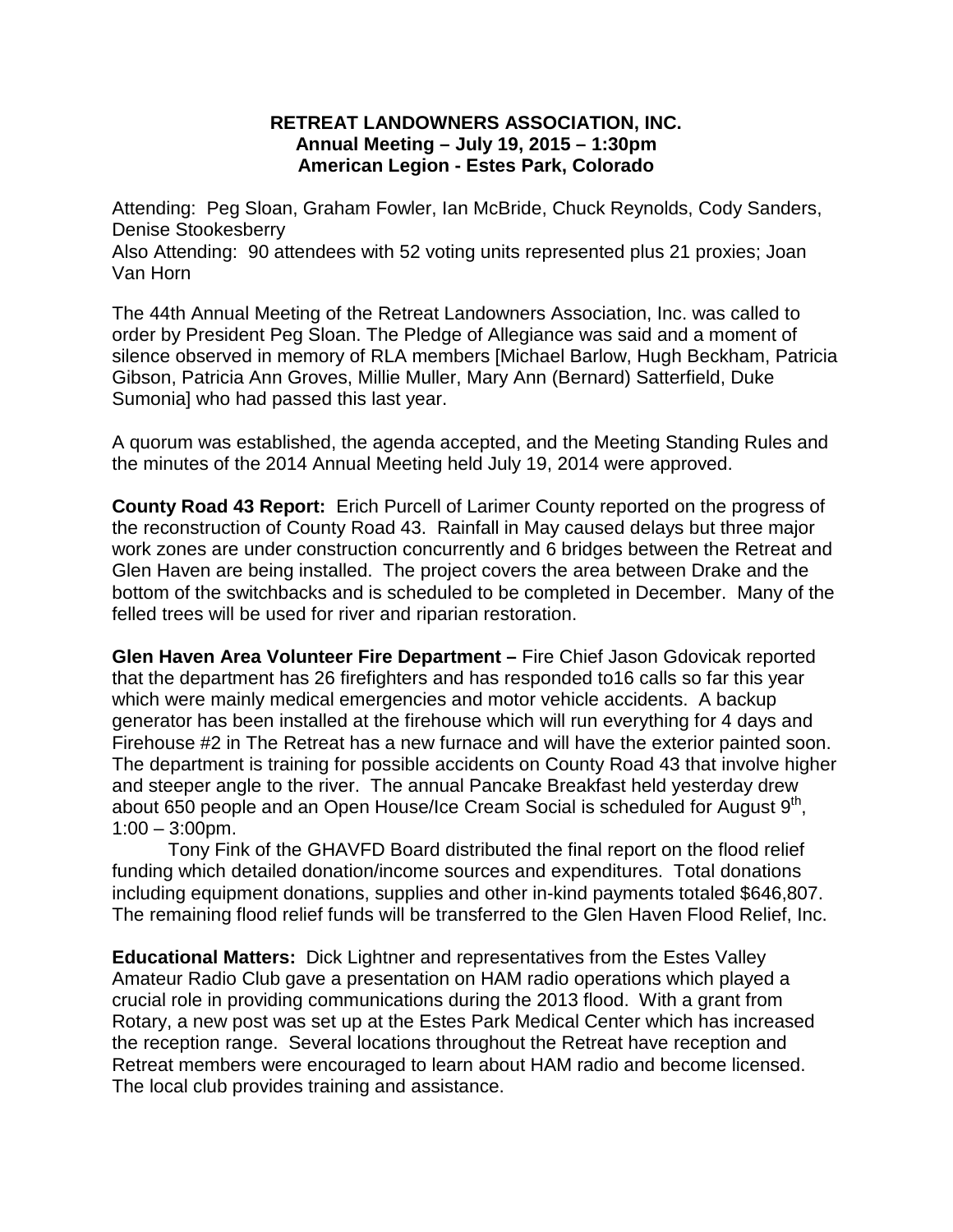**RETREAT LANDOWNERS ASSOCIATION, INC.**
**Annual Meeting – July 19, 2015 – 1:30pm**
**American Legion - Estes Park, Colorado**

Attending: Peg Sloan, Graham Fowler, Ian McBride, Chuck Reynolds, Cody Sanders, Denise Stookesberry
Also Attending: 90 attendees with 52 voting units represented plus 21 proxies; Joan Van Horn

The 44th Annual Meeting of the Retreat Landowners Association, Inc. was called to order by President Peg Sloan. The Pledge of Allegiance was said and a moment of silence observed in memory of RLA members [Michael Barlow, Hugh Beckham, Patricia Gibson, Patricia Ann Groves, Millie Muller, Mary Ann (Bernard) Satterfield, Duke Sumonia] who had passed this last year.

A quorum was established, the agenda accepted, and the Meeting Standing Rules and the minutes of the 2014 Annual Meeting held July 19, 2014 were approved.

**County Road 43 Report:** Erich Purcell of Larimer County reported on the progress of the reconstruction of County Road 43. Rainfall in May caused delays but three major work zones are under construction concurrently and 6 bridges between the Retreat and Glen Haven are being installed. The project covers the area between Drake and the bottom of the switchbacks and is scheduled to be completed in December. Many of the felled trees will be used for river and riparian restoration.

**Glen Haven Area Volunteer Fire Department –** Fire Chief Jason Gdovicak reported that the department has 26 firefighters and has responded to16 calls so far this year which were mainly medical emergencies and motor vehicle accidents. A backup generator has been installed at the firehouse which will run everything for 4 days and Firehouse #2 in The Retreat has a new furnace and will have the exterior painted soon. The department is training for possible accidents on County Road 43 that involve higher and steeper angle to the river. The annual Pancake Breakfast held yesterday drew about 650 people and an Open House/Ice Cream Social is scheduled for August 9th, 1:00 – 3:00pm.

Tony Fink of the GHAVFD Board distributed the final report on the flood relief funding which detailed donation/income sources and expenditures. Total donations including equipment donations, supplies and other in-kind payments totaled $646,807. The remaining flood relief funds will be transferred to the Glen Haven Flood Relief, Inc.

**Educational Matters:** Dick Lightner and representatives from the Estes Valley Amateur Radio Club gave a presentation on HAM radio operations which played a crucial role in providing communications during the 2013 flood. With a grant from Rotary, a new post was set up at the Estes Park Medical Center which has increased the reception range. Several locations throughout the Retreat have reception and Retreat members were encouraged to learn about HAM radio and become licensed. The local club provides training and assistance.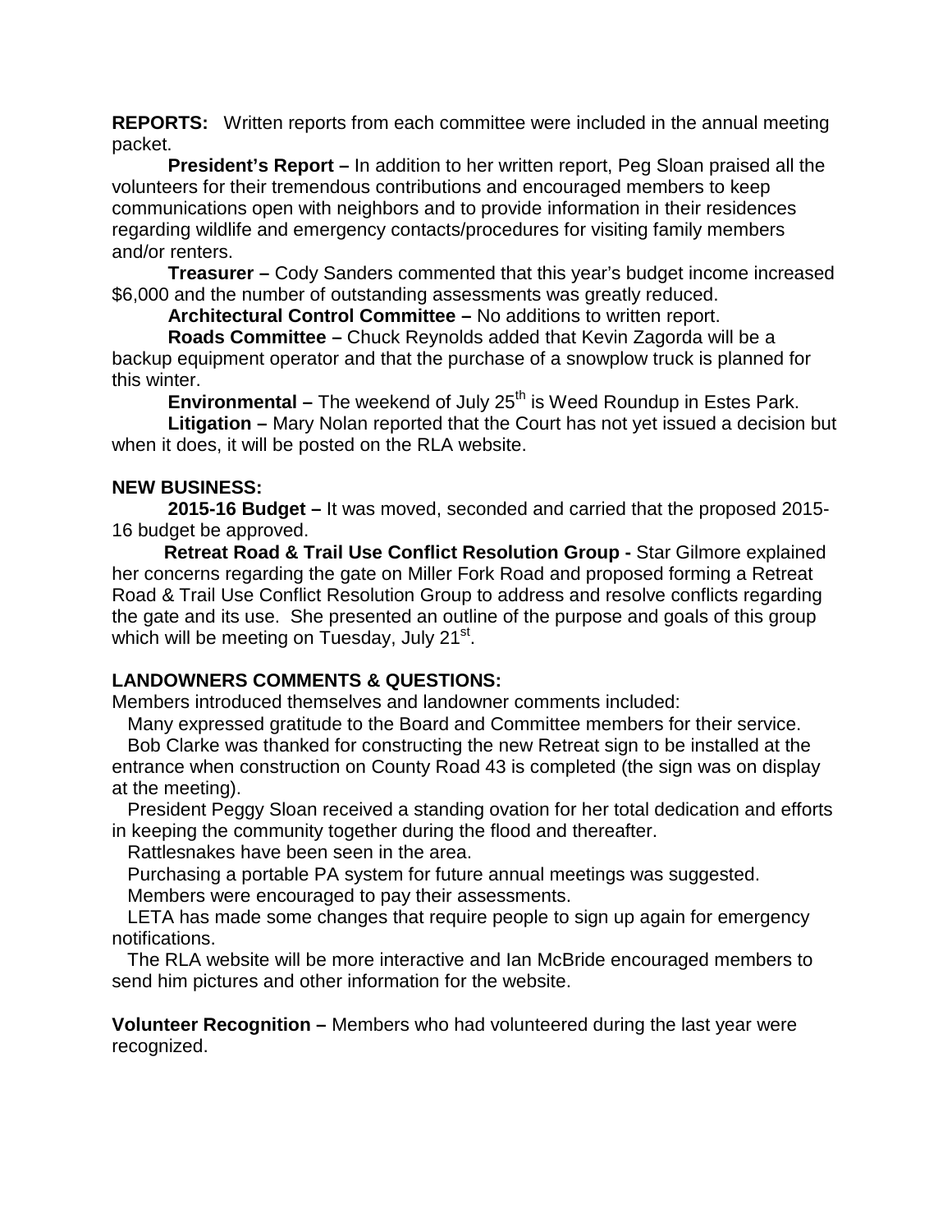**REPORTS:** Written reports from each committee were included in the annual meeting packet.

**President's Report –** In addition to her written report, Peg Sloan praised all the volunteers for their tremendous contributions and encouraged members to keep communications open with neighbors and to provide information in their residences regarding wildlife and emergency contacts/procedures for visiting family members and/or renters.

**Treasurer –** Cody Sanders commented that this year's budget income increased $6,000 and the number of outstanding assessments was greatly reduced.

**Architectural Control Committee –** No additions to written report.

**Roads Committee –** Chuck Reynolds added that Kevin Zagorda will be a backup equipment operator and that the purchase of a snowplow truck is planned for this winter.

**Environmental –** The weekend of July 25th is Weed Roundup in Estes Park.

**Litigation –** Mary Nolan reported that the Court has not yet issued a decision but when it does, it will be posted on the RLA website.

**NEW BUSINESS:**

**2015-16 Budget –** It was moved, seconded and carried that the proposed 2015-16 budget be approved.

**Retreat Road & Trail Use Conflict Resolution Group -** Star Gilmore explained her concerns regarding the gate on Miller Fork Road and proposed forming a Retreat Road & Trail Use Conflict Resolution Group to address and resolve conflicts regarding the gate and its use. She presented an outline of the purpose and goals of this group which will be meeting on Tuesday, July 21st.

**LANDOWNERS COMMENTS & QUESTIONS:**

Members introduced themselves and landowner comments included:

Many expressed gratitude to the Board and Committee members for their service.

Bob Clarke was thanked for constructing the new Retreat sign to be installed at the entrance when construction on County Road 43 is completed (the sign was on display at the meeting).

President Peggy Sloan received a standing ovation for her total dedication and efforts in keeping the community together during the flood and thereafter.

Rattlesnakes have been seen in the area.

Purchasing a portable PA system for future annual meetings was suggested.

Members were encouraged to pay their assessments.

LETA has made some changes that require people to sign up again for emergency notifications.

The RLA website will be more interactive and Ian McBride encouraged members to send him pictures and other information for the website.

**Volunteer Recognition –** Members who had volunteered during the last year were recognized.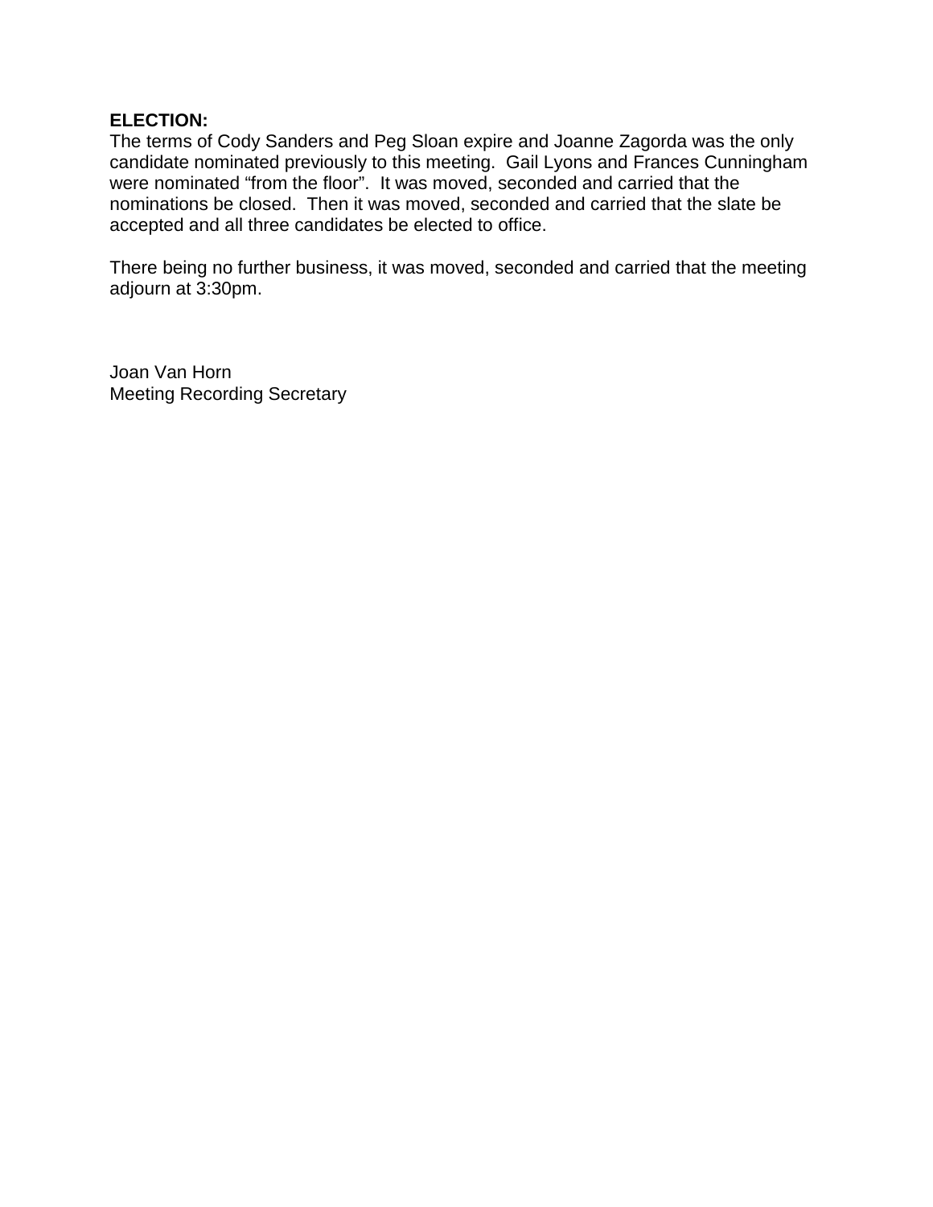**ELECTION:**
The terms of Cody Sanders and Peg Sloan expire and Joanne Zagorda was the only candidate nominated previously to this meeting. Gail Lyons and Frances Cunningham were nominated "from the floor". It was moved, seconded and carried that the nominations be closed. Then it was moved, seconded and carried that the slate be accepted and all three candidates be elected to office.

There being no further business, it was moved, seconded and carried that the meeting adjourn at 3:30pm.

Joan Van Horn
Meeting Recording Secretary